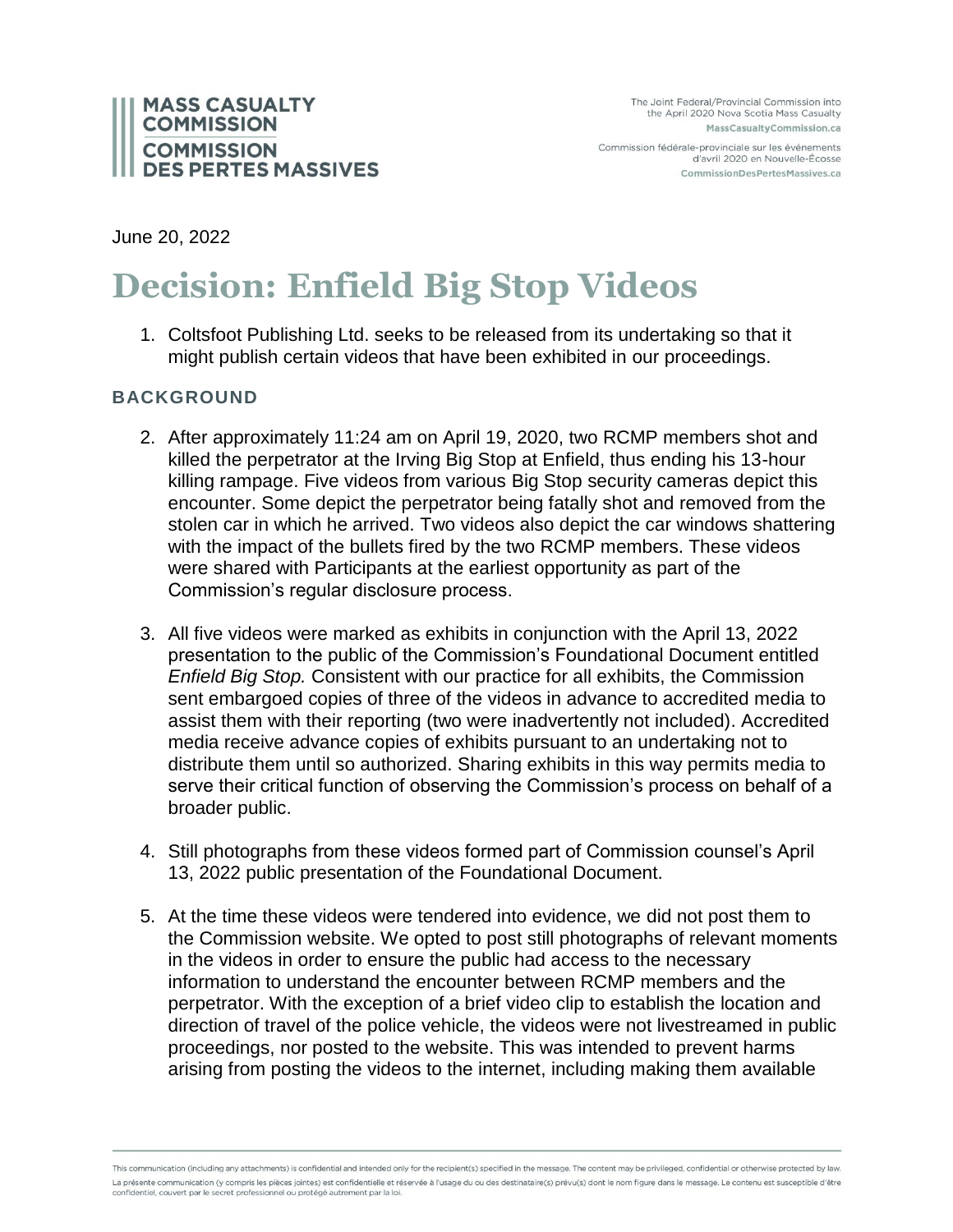June 20, 2022

# Decision: Enfield Big Stop Videos

1. Coltsfoot Publishing Ltd. seeks to be released from its undertaking so that it might publish certain videos that have been exhibited in our proceedings.

## BACKGROUND

2. After approximately 11:24 am on April 19, 2020, two RCMP members shot and killed the perpetrator at the Irving Big Stop at Enfield, thus ending his 13-hour killing rampage. Five videos from various Big Stop security cameras depict this encounter. Some depict the perpetrator being fatally shot and removed from the stolen car in which he arrived. Two videos also depict the car windows shattering with the impact of the bullets fired by the two RCMP members. These videos were shared with Participants at the earliest opportunity as part of the Commission's regular disclosure process.

3. All five videos were marked as exhibits in conjunction with the April 13, 2022 presentation to the public of the Commission's Foundational Document entitled *Enfield Big Stop.* Consistent with our practice for all exhibits, the Commission sent embargoed copies of three of the videos in advance to accredited media to assist them with their reporting (two were inadvertently not included). Accredited media receive advance copies of exhibits pursuant to an undertaking not to distribute them until so authorized. Sharing exhibits in this way permits media to serve their critical function of observing the Commission's process on behalf of a broader public.

4. Still photographs from these videos formed part of Commission counsel's April 13, 2022 public presentation of the Foundational Document.

5. At the time these videos were tendered into evidence, we did not post them to the Commission website. We opted to post still photographs of relevant moments in the videos in order to ensure the public had access to the necessary information to understand the encounter between RCMP members and the perpetrator. With the exception of a brief video clip to establish the location and direction of travel of the police vehicle, the videos were not livestreamed in public proceedings, nor posted to the website. This was intended to prevent harms arising from posting the videos to the internet, including making them available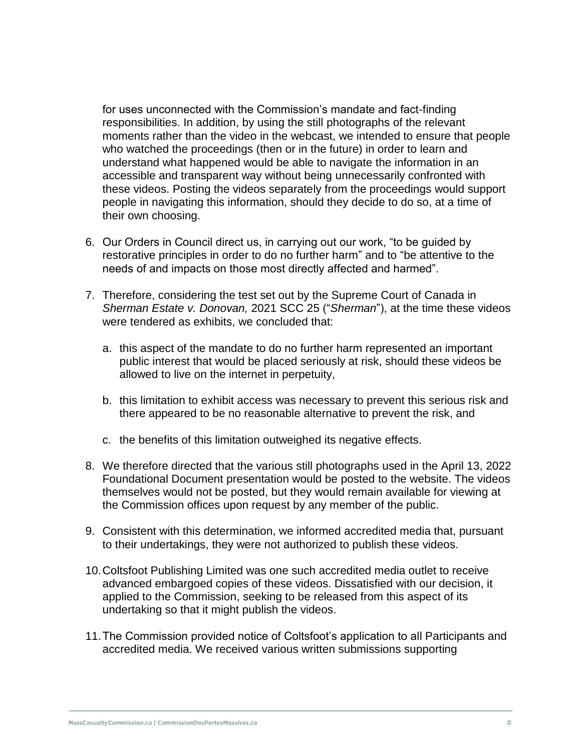for uses unconnected with the Commission's mandate and fact-finding responsibilities. In addition, by using the still photographs of the relevant moments rather than the video in the webcast, we intended to ensure that people who watched the proceedings (then or in the future) in order to learn and understand what happened would be able to navigate the information in an accessible and transparent way without being unnecessarily confronted with these videos. Posting the videos separately from the proceedings would support people in navigating this information, should they decide to do so, at a time of their own choosing.

6. Our Orders in Council direct us, in carrying out our work, "to be guided by restorative principles in order to do no further harm" and to "be attentive to the needs of and impacts on those most directly affected and harmed".

7. Therefore, considering the test set out by the Supreme Court of Canada in *Sherman Estate v. Donovan,* 2021 SCC 25 ("*Sherman*"), at the time these videos were tendered as exhibits, we concluded that:

   a. this aspect of the mandate to do no further harm represented an important public interest that would be placed seriously at risk, should these videos be allowed to live on the internet in perpetuity,

   b. this limitation to exhibit access was necessary to prevent this serious risk and there appeared to be no reasonable alternative to prevent the risk, and

   c. the benefits of this limitation outweighed its negative effects.

8. We therefore directed that the various still photographs used in the April 13, 2022 Foundational Document presentation would be posted to the website. The videos themselves would not be posted, but they would remain available for viewing at the Commission offices upon request by any member of the public.

9. Consistent with this determination, we informed accredited media that, pursuant to their undertakings, they were not authorized to publish these videos.

10. Coltsfoot Publishing Limited was one such accredited media outlet to receive advanced embargoed copies of these videos. Dissatisfied with our decision, it applied to the Commission, seeking to be released from this aspect of its undertaking so that it might publish the videos.

11. The Commission provided notice of Coltsfoot's application to all Participants and accredited media. We received various written submissions supporting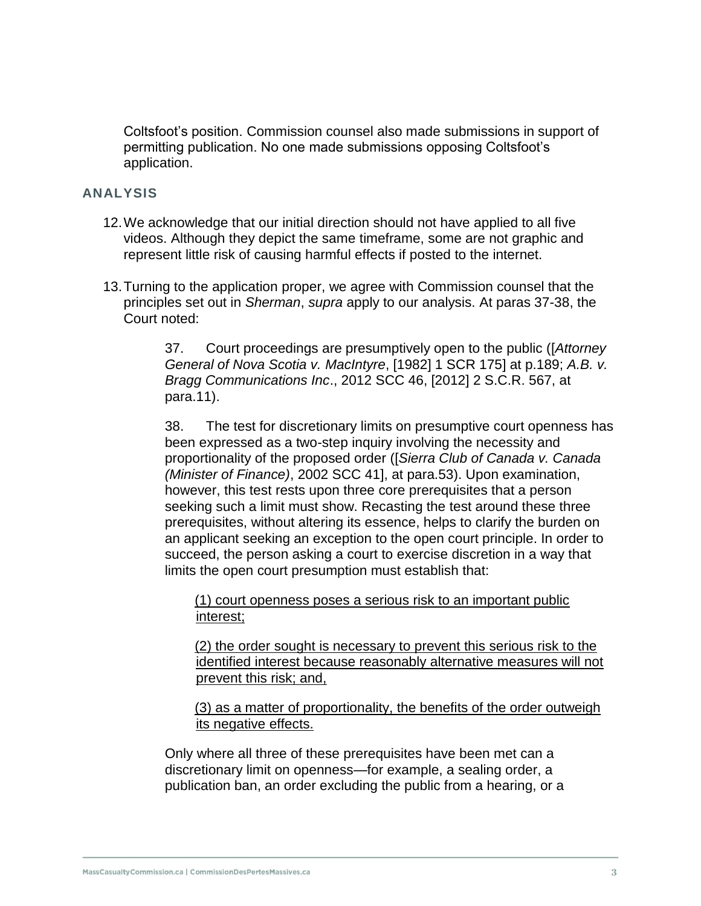Coltsfoot's position. Commission counsel also made submissions in support of permitting publication. No one made submissions opposing Coltsfoot's application.

## ANALYSIS

12. We acknowledge that our initial direction should not have applied to all five videos. Although they depict the same timeframe, some are not graphic and represent little risk of causing harmful effects if posted to the internet.

13. Turning to the application proper, we agree with Commission counsel that the principles set out in *Sherman*, *supra* apply to our analysis. At paras 37-38, the Court noted:

> 37. Court proceedings are presumptively open to the public ([*Attorney General of Nova Scotia v. MacIntyre*, [1982] 1 SCR 175] at p.189; *A.B. v. Bragg Communications Inc*., 2012 SCC 46, [2012] 2 S.C.R. 567, at para.11).
>
> 38. The test for discretionary limits on presumptive court openness has been expressed as a two-step inquiry involving the necessity and proportionality of the proposed order ([*Sierra Club of Canada v. Canada (Minister of Finance)*, 2002 SCC 41], at para.53). Upon examination, however, this test rests upon three core prerequisites that a person seeking such a limit must show. Recasting the test around these three prerequisites, without altering its essence, helps to clarify the burden on an applicant seeking an exception to the open court principle. In order to succeed, the person asking a court to exercise discretion in a way that limits the open court presumption must establish that:
>
> <u>(1) court openness poses a serious risk to an important public interest;</u>
>
> <u>(2) the order sought is necessary to prevent this serious risk to the identified interest because reasonably alternative measures will not prevent this risk; and,</u>
>
> <u>(3) as a matter of proportionality, the benefits of the order outweigh its negative effects.</u>
>
> Only where all three of these prerequisites have been met can a discretionary limit on openness—for example, a sealing order, a publication ban, an order excluding the public from a hearing, or a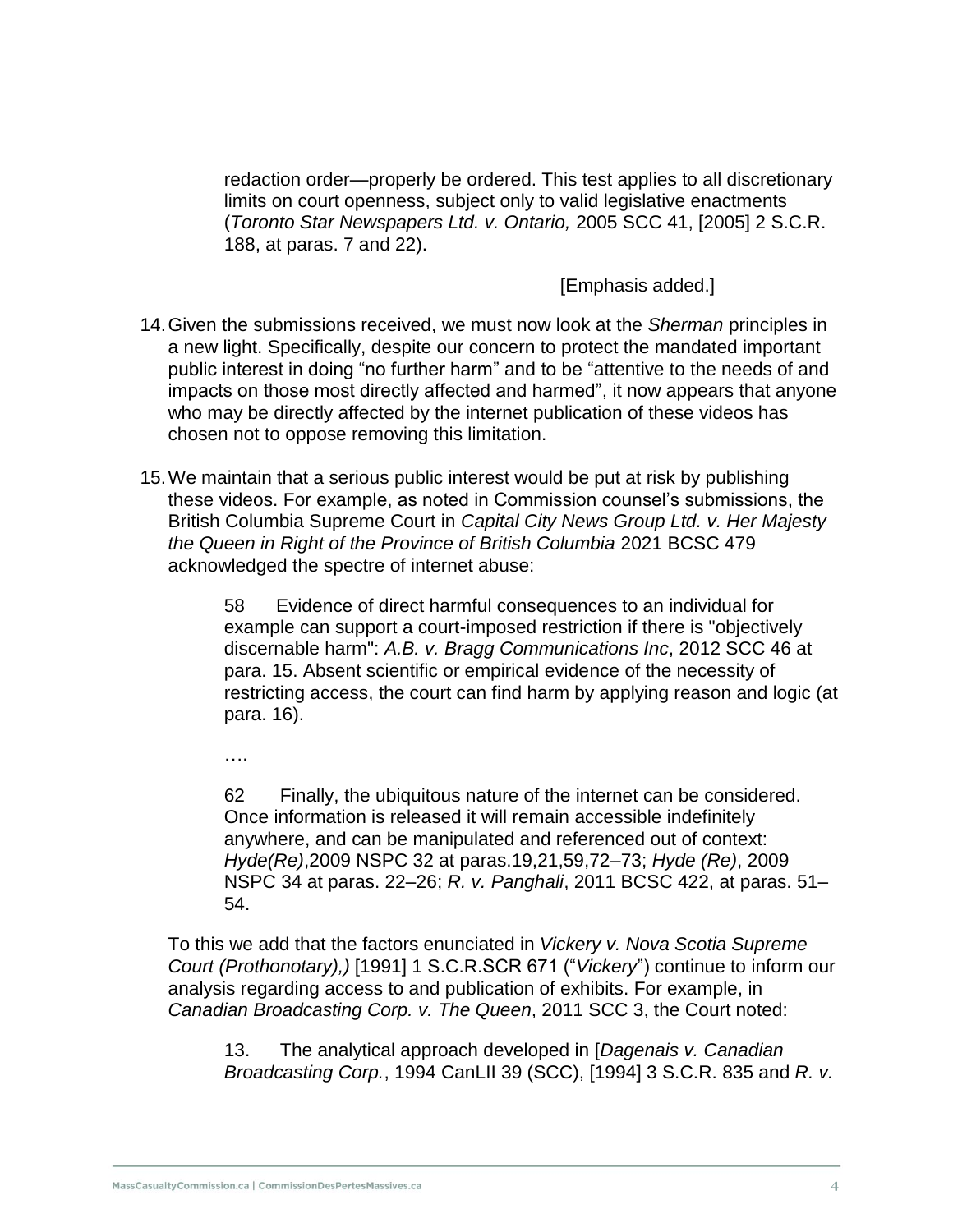redaction order—properly be ordered. This test applies to all discretionary limits on court openness, subject only to valid legislative enactments (*Toronto Star Newspapers Ltd. v. Ontario,* 2005 SCC 41, [2005] 2 S.C.R. 188, at paras. 7 and 22).

> [Emphasis added.]

14. Given the submissions received, we must now look at the *Sherman* principles in a new light. Specifically, despite our concern to protect the mandated important public interest in doing "no further harm" and to be "attentive to the needs of and impacts on those most directly affected and harmed", it now appears that anyone who may be directly affected by the internet publication of these videos has chosen not to oppose removing this limitation.

15. We maintain that a serious public interest would be put at risk by publishing these videos. For example, as noted in Commission counsel's submissions, the British Columbia Supreme Court in *Capital City News Group Ltd. v. Her Majesty the Queen in Right of the Province of British Columbia* 2021 BCSC 479 acknowledged the spectre of internet abuse:

> 58 Evidence of direct harmful consequences to an individual for example can support a court-imposed restriction if there is "objectively discernable harm": *A.B. v. Bragg Communications Inc*, 2012 SCC 46 at para. 15. Absent scientific or empirical evidence of the necessity of restricting access, the court can find harm by applying reason and logic (at para. 16).
>
> ….
>
> 62 Finally, the ubiquitous nature of the internet can be considered. Once information is released it will remain accessible indefinitely anywhere, and can be manipulated and referenced out of context: *Hyde(Re)*,2009 NSPC 32 at paras.19,21,59,72–73; *Hyde (Re)*, 2009 NSPC 34 at paras. 22–26; *R. v. Panghali*, 2011 BCSC 422, at paras. 51–54.

To this we add that the factors enunciated in *Vickery v. Nova Scotia Supreme Court (Prothonotary),)* [1991] 1 S.C.R.SCR 671 ("*Vickery*") continue to inform our analysis regarding access to and publication of exhibits. For example, in *Canadian Broadcasting Corp. v. The Queen*, 2011 SCC 3, the Court noted:

> 13. The analytical approach developed in [*Dagenais v. Canadian Broadcasting Corp.*, 1994 CanLII 39 (SCC), [1994] 3 S.C.R. 835 and *R. v.*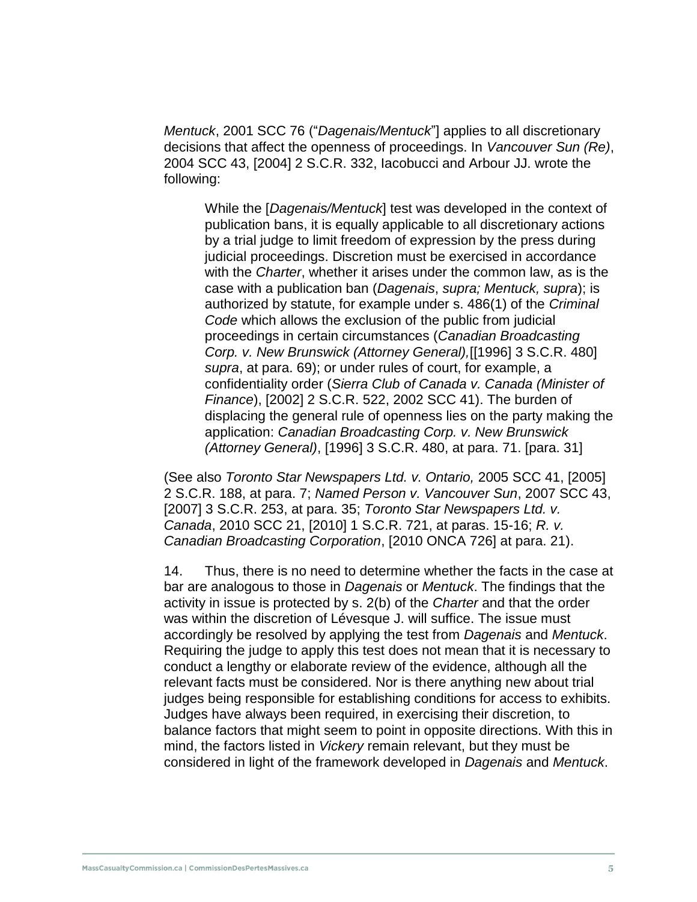*Mentuck*, 2001 SCC 76 ("*Dagenais/Mentuck*"] applies to all discretionary decisions that affect the openness of proceedings. In *Vancouver Sun (Re)*, 2004 SCC 43, [2004] 2 S.C.R. 332, Iacobucci and Arbour JJ. wrote the following:

> While the [*Dagenais/Mentuck*] test was developed in the context of publication bans, it is equally applicable to all discretionary actions by a trial judge to limit freedom of expression by the press during judicial proceedings. Discretion must be exercised in accordance with the *Charter*, whether it arises under the common law, as is the case with a publication ban (*Dagenais*, *supra; Mentuck, supra*); is authorized by statute, for example under s. 486(1) of the *Criminal Code* which allows the exclusion of the public from judicial proceedings in certain circumstances (*Canadian Broadcasting Corp. v. New Brunswick (Attorney General),*[[1996] 3 S.C.R. 480] *supra*, at para. 69); or under rules of court, for example, a confidentiality order (*Sierra Club of Canada v. Canada (Minister of Finance*), [2002] 2 S.C.R. 522, 2002 SCC 41). The burden of displacing the general rule of openness lies on the party making the application: *Canadian Broadcasting Corp. v. New Brunswick (Attorney General)*, [1996] 3 S.C.R. 480, at para. 71. [para. 31]

(See also *Toronto Star Newspapers Ltd. v. Ontario,* 2005 SCC 41, [2005] 2 S.C.R. 188, at para. 7; *Named Person v. Vancouver Sun*, 2007 SCC 43, [2007] 3 S.C.R. 253, at para. 35; *Toronto Star Newspapers Ltd. v. Canada*, 2010 SCC 21, [2010] 1 S.C.R. 721, at paras. 15-16; *R. v. Canadian Broadcasting Corporation*, [2010 ONCA 726] at para. 21).

14. Thus, there is no need to determine whether the facts in the case at bar are analogous to those in *Dagenais* or *Mentuck*. The findings that the activity in issue is protected by s. 2(b) of the *Charter* and that the order was within the discretion of Lévesque J. will suffice. The issue must accordingly be resolved by applying the test from *Dagenais* and *Mentuck*. Requiring the judge to apply this test does not mean that it is necessary to conduct a lengthy or elaborate review of the evidence, although all the relevant facts must be considered. Nor is there anything new about trial judges being responsible for establishing conditions for access to exhibits. Judges have always been required, in exercising their discretion, to balance factors that might seem to point in opposite directions. With this in mind, the factors listed in *Vickery* remain relevant, but they must be considered in light of the framework developed in *Dagenais* and *Mentuck*.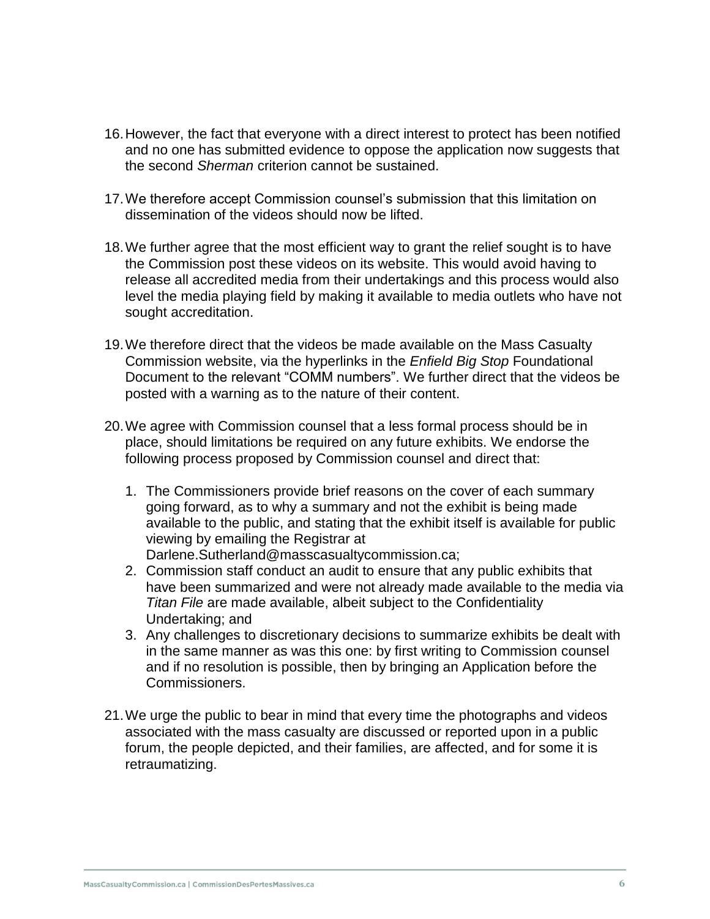16. However, the fact that everyone with a direct interest to protect has been notified and no one has submitted evidence to oppose the application now suggests that the second *Sherman* criterion cannot be sustained.

17. We therefore accept Commission counsel's submission that this limitation on dissemination of the videos should now be lifted.

18. We further agree that the most efficient way to grant the relief sought is to have the Commission post these videos on its website. This would avoid having to release all accredited media from their undertakings and this process would also level the media playing field by making it available to media outlets who have not sought accreditation.

19. We therefore direct that the videos be made available on the Mass Casualty Commission website, via the hyperlinks in the *Enfield Big Stop* Foundational Document to the relevant "COMM numbers". We further direct that the videos be posted with a warning as to the nature of their content.

20. We agree with Commission counsel that a less formal process should be in place, should limitations be required on any future exhibits. We endorse the following process proposed by Commission counsel and direct that:

    1. The Commissioners provide brief reasons on the cover of each summary going forward, as to why a summary and not the exhibit is being made available to the public, and stating that the exhibit itself is available for public viewing by emailing the Registrar at Darlene.Sutherland@masscasualtycommission.ca;
    2. Commission staff conduct an audit to ensure that any public exhibits that have been summarized and were not already made available to the media via *Titan File* are made available, albeit subject to the Confidentiality Undertaking; and
    3. Any challenges to discretionary decisions to summarize exhibits be dealt with in the same manner as was this one: by first writing to Commission counsel and if no resolution is possible, then by bringing an Application before the Commissioners.

21. We urge the public to bear in mind that every time the photographs and videos associated with the mass casualty are discussed or reported upon in a public forum, the people depicted, and their families, are affected, and for some it is retraumatizing.